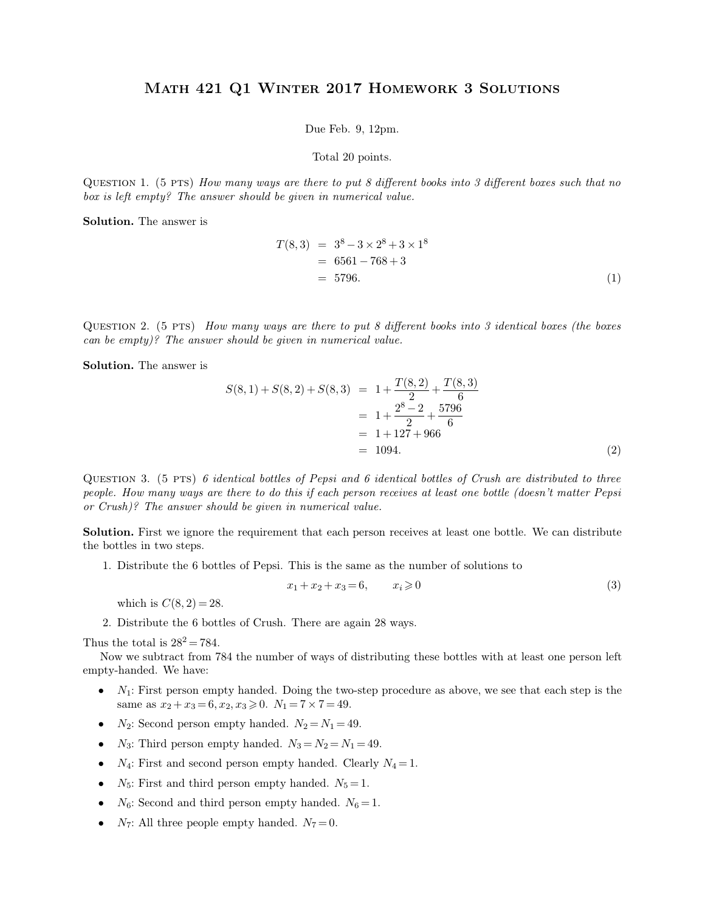# Math 421 Q1 Winter 2017 Homework 3 Solutions

Due Feb. 9, 12pm.

Total 20 points.

Question 1. (5 pts) *How many ways are there to put 8 different books into 3 different boxes such that no box is left empty? The answer should be given in numerical value.*

**Solution.** The answer is

$$\begin{aligned} T(8,3) &= 3^8 - 3\times 2^8 + 3\times 1^8 \\ &= 6561 - 768 + 3 \\ &= 5796. \end{aligned} \tag{1}$$

Question 2. (5 pts) *How many ways are there to put 8 different books into 3 identical boxes (the boxes can be empty)? The answer should be given in numerical value.*

**Solution.** The answer is

$$\begin{aligned} S(8,1)+S(8,2)+S(8,3) &= 1 + \frac{T(8,2)}{2} + \frac{T(8,3)}{6} \\ &= 1 + \frac{2^8-2}{2} + \frac{5796}{6} \\ &= 1 + 127 + 966 \\ &= 1094. \end{aligned} \tag{2}$$

Question 3. (5 pts) *6 identical bottles of Pepsi and 6 identical bottles of Crush are distributed to three people. How many ways are there to do this if each person receives at least one bottle (doesn't matter Pepsi or Crush)? The answer should be given in numerical value.*

**Solution.** First we ignore the requirement that each person receives at least one bottle. We can distribute the bottles in two steps.

1. Distribute the 6 bottles of Pepsi. This is the same as the number of solutions to
$$x_1 + x_2 + x_3 = 6, \qquad x_i \geqslant 0 \tag{3}$$
which is $C(8,2) = 28$.
2. Distribute the 6 bottles of Crush. There are again 28 ways.

Thus the total is $28^2 = 784$.

Now we subtract from 784 the number of ways of distributing these bottles with at least one person left empty-handed. We have:

- $N_1$: First person empty handed. Doing the two-step procedure as above, we see that each step is the same as $x_2 + x_3 = 6, x_2, x_3 \geqslant 0$. $N_1 = 7 \times 7 = 49$.
- $N_2$: Second person empty handed. $N_2 = N_1 = 49$.
- $N_3$: Third person empty handed. $N_3 = N_2 = N_1 = 49$.
- $N_4$: First and second person empty handed. Clearly $N_4 = 1$.
- $N_5$: First and third person empty handed. $N_5 = 1$.
- $N_6$: Second and third person empty handed. $N_6 = 1$.
- $N_7$: All three people empty handed. $N_7 = 0$.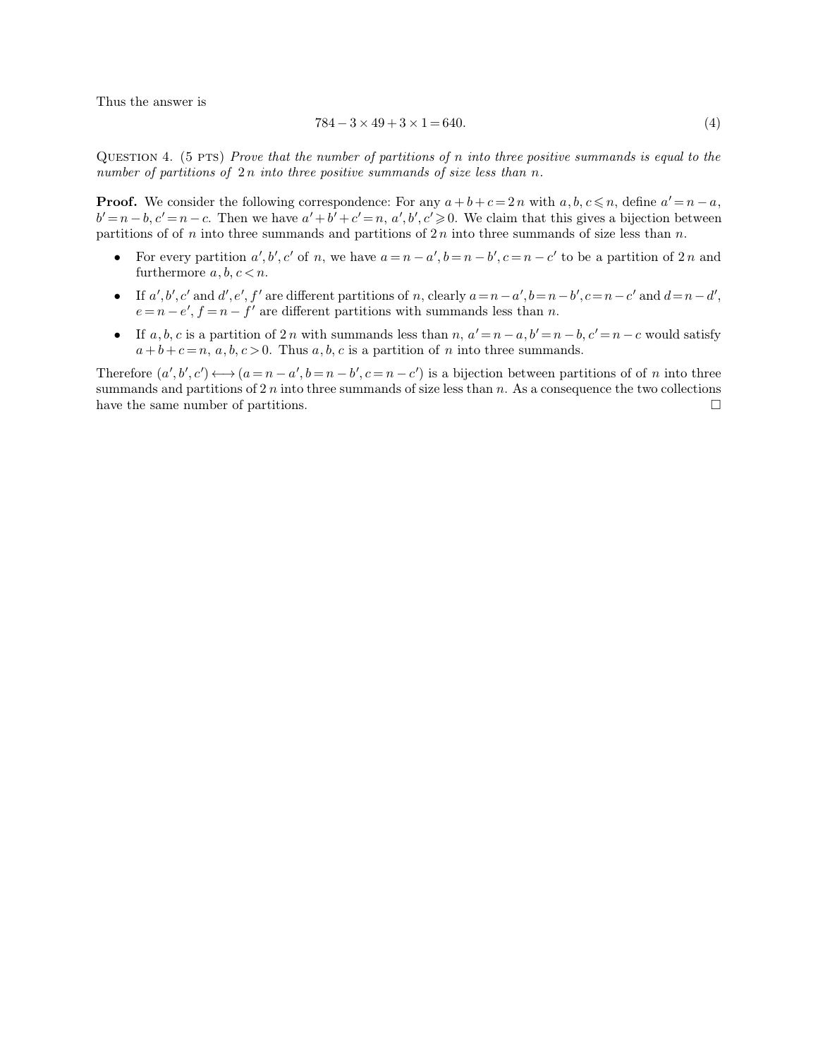Thus the answer is

$$784 - 3 \times 49 + 3 \times 1 = 640. \tag{4}$$

Question 4. (5 pts) *Prove that the number of partitions of $n$ into three positive summands is equal to the number of partitions of $2n$ into three positive summands of size less than $n$.*

**Proof.** We consider the following correspondence: For any $a + b + c = 2n$ with $a, b, c \leqslant n$, define $a' = n - a$, $b' = n - b, c' = n - c$. Then we have $a' + b' + c' = n$, $a', b', c' \geqslant 0$. We claim that this gives a bijection between partitions of of $n$ into three summands and partitions of $2n$ into three summands of size less than $n$.

- For every partition $a', b', c'$ of $n$, we have $a = n - a', b = n - b', c = n - c'$ to be a partition of $2n$ and furthermore $a, b, c < n$.
- If $a', b', c'$ and $d', e', f'$ are different partitions of $n$, clearly $a = n - a', b = n - b', c = n - c'$ and $d = n - d'$, $e = n - e'$, $f = n - f'$ are different partitions with summands less than $n$.
- If $a, b, c$ is a partition of $2n$ with summands less than $n$, $a' = n - a, b' = n - b, c' = n - c$ would satisfy $a + b + c = n$, $a, b, c > 0$. Thus $a, b, c$ is a partition of $n$ into three summands.

Therefore $(a', b', c') \longleftrightarrow (a = n - a', b = n - b', c = n - c')$ is a bijection between partitions of of $n$ into three summands and partitions of $2n$ into three summands of size less than $n$. As a consequence the two collections have the same number of partitions. $\square$